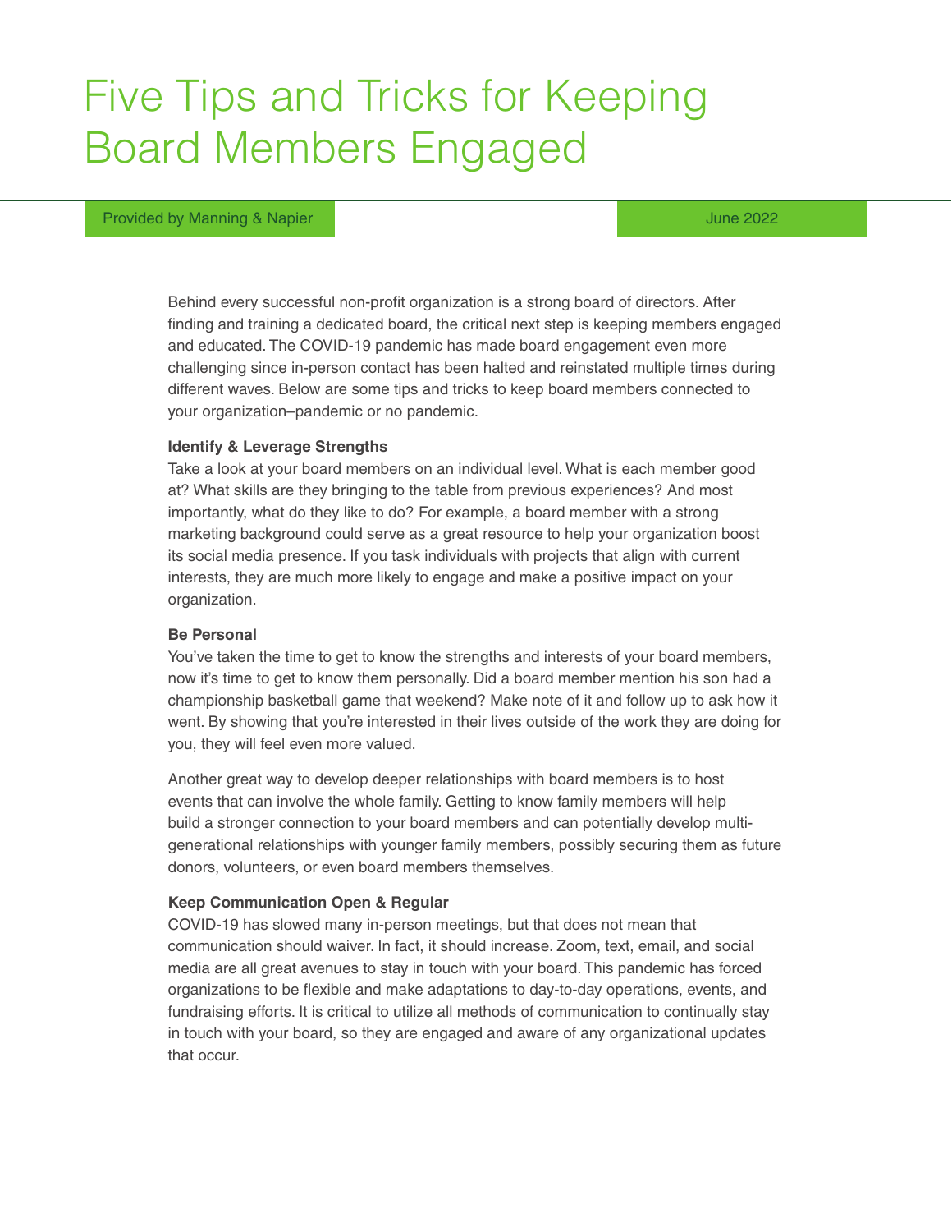# Five Tips and Tricks for Keeping Board Members Engaged

Provided by Manning & Napier

June 2022

Behind every successful non-profit organization is a strong board of directors. After finding and training a dedicated board, the critical next step is keeping members engaged and educated. The COVID-19 pandemic has made board engagement even more challenging since in-person contact has been halted and reinstated multiple times during different waves. Below are some tips and tricks to keep board members connected to your organization–pandemic or no pandemic.

**Identify & Leverage Strengths**

Take a look at your board members on an individual level. What is each member good at? What skills are they bringing to the table from previous experiences? And most importantly, what do they like to do? For example, a board member with a strong marketing background could serve as a great resource to help your organization boost its social media presence. If you task individuals with projects that align with current interests, they are much more likely to engage and make a positive impact on your organization.

**Be Personal**

You've taken the time to get to know the strengths and interests of your board members, now it's time to get to know them personally. Did a board member mention his son had a championship basketball game that weekend? Make note of it and follow up to ask how it went. By showing that you're interested in their lives outside of the work they are doing for you, they will feel even more valued.

Another great way to develop deeper relationships with board members is to host events that can involve the whole family. Getting to know family members will help build a stronger connection to your board members and can potentially develop multi-generational relationships with younger family members, possibly securing them as future donors, volunteers, or even board members themselves.

**Keep Communication Open & Regular**

COVID-19 has slowed many in-person meetings, but that does not mean that communication should waiver. In fact, it should increase. Zoom, text, email, and social media are all great avenues to stay in touch with your board. This pandemic has forced organizations to be flexible and make adaptations to day-to-day operations, events, and fundraising efforts. It is critical to utilize all methods of communication to continually stay in touch with your board, so they are engaged and aware of any organizational updates that occur.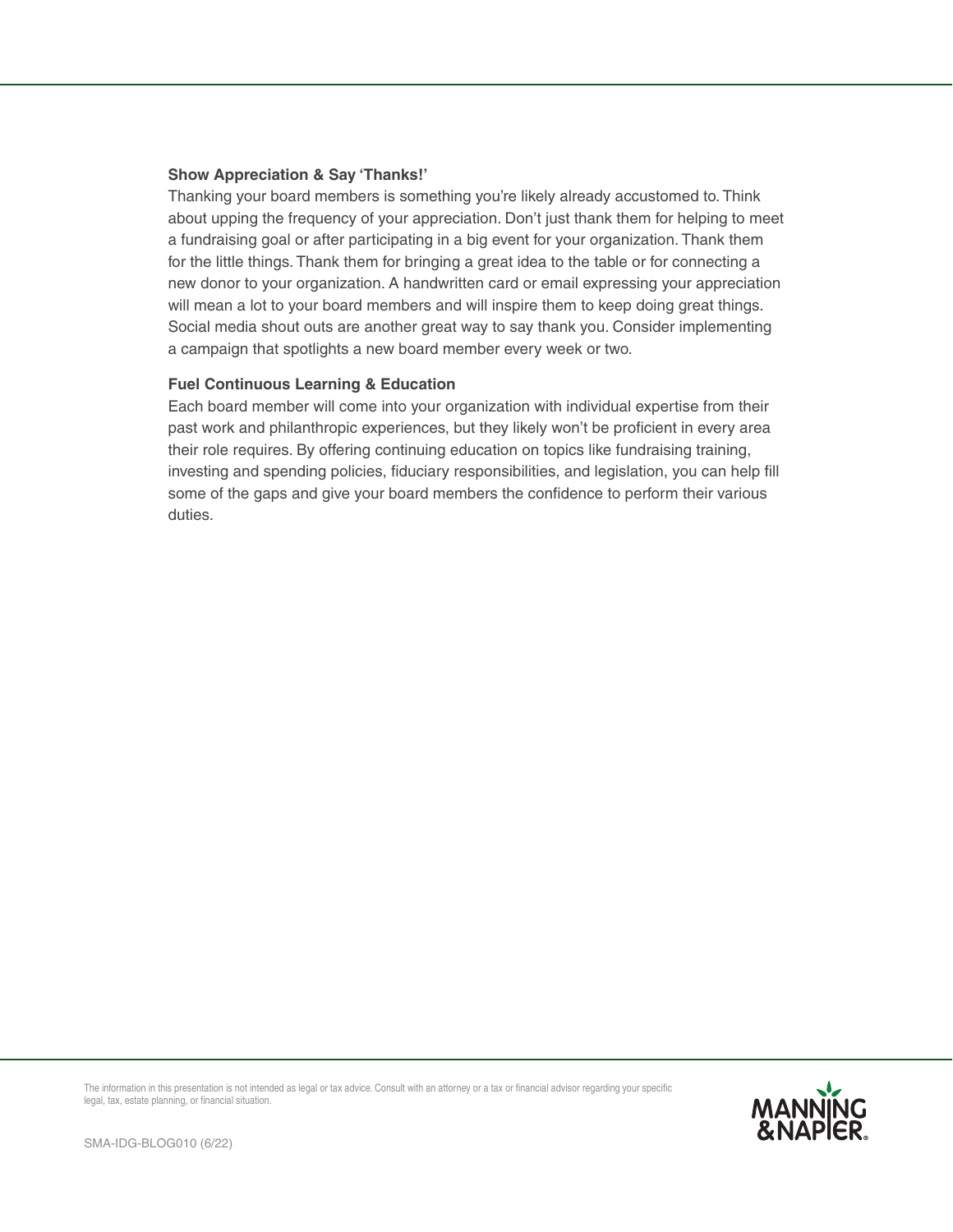**Show Appreciation & Say 'Thanks!'**

Thanking your board members is something you're likely already accustomed to. Think about upping the frequency of your appreciation. Don't just thank them for helping to meet a fundraising goal or after participating in a big event for your organization. Thank them for the little things. Thank them for bringing a great idea to the table or for connecting a new donor to your organization. A handwritten card or email expressing your appreciation will mean a lot to your board members and will inspire them to keep doing great things. Social media shout outs are another great way to say thank you. Consider implementing a campaign that spotlights a new board member every week or two.

**Fuel Continuous Learning & Education**

Each board member will come into your organization with individual expertise from their past work and philanthropic experiences, but they likely won't be proficient in every area their role requires. By offering continuing education on topics like fundraising training, investing and spending policies, fiduciary responsibilities, and legislation, you can help fill some of the gaps and give your board members the confidence to perform their various duties.

The information in this presentation is not intended as legal or tax advice. Consult with an attorney or a tax or financial advisor regarding your specific legal, tax, estate planning, or financial situation.

SMA-IDG-BLOG010 (6/22)